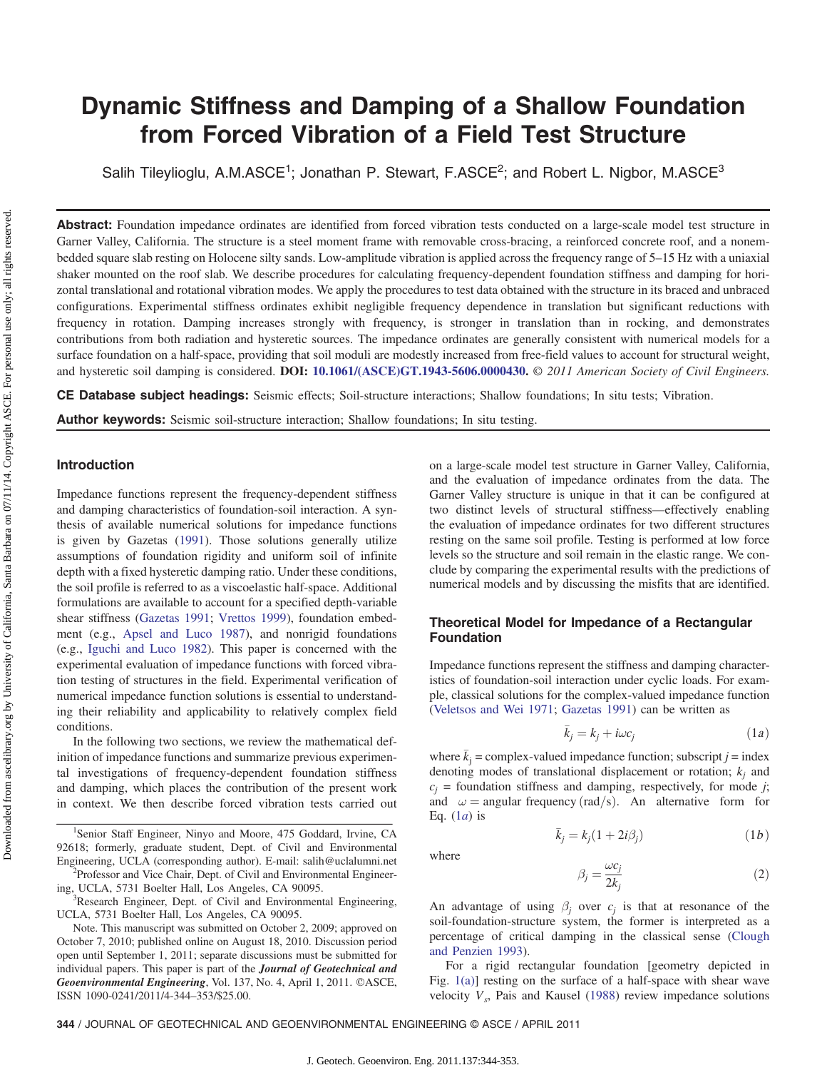# Dynamic Stiffness and Damping of a Shallow Foundation from Forced Vibration of a Field Test Structure

Salih Tileylioglu, A.M.ASCE[1]; Jonathan P. Stewart, F.ASCE[2]; and Robert L. Nigbor, M.ASCE[3]

**Abstract:** Foundation impedance ordinates are identified from forced vibration tests conducted on a large-scale model test structure in Garner Valley, California. The structure is a steel moment frame with removable cross-bracing, a reinforced concrete roof, and a nonembedded square slab resting on Holocene silty sands. Low-amplitude vibration is applied across the frequency range of 5–15 Hz with a uniaxial shaker mounted on the roof slab. We describe procedures for calculating frequency-dependent foundation stiffness and damping for horizontal translational and rotational vibration modes. We apply the procedures to test data obtained with the structure in its braced and unbraced configurations. Experimental stiffness ordinates exhibit negligible frequency dependence in translation but significant reductions with frequency in rotation. Damping increases strongly with frequency, is stronger in translation than in rocking, and demonstrates contributions from both radiation and hysteretic sources. The impedance ordinates are generally consistent with numerical models for a surface foundation on a half-space, providing that soil moduli are modestly increased from free-field values to account for structural weight, and hysteretic soil damping is considered. **DOI:** 10.1061/(ASCE)GT.1943-5606.0000430. *© 2011 American Society of Civil Engineers.*

**CE Database subject headings:** Seismic effects; Soil-structure interactions; Shallow foundations; In situ tests; Vibration.

**Author keywords:** Seismic soil-structure interaction; Shallow foundations; In situ testing.

## Introduction

Impedance functions represent the frequency-dependent stiffness and damping characteristics of foundation-soil interaction. A synthesis of available numerical solutions for impedance functions is given by Gazetas (1991). Those solutions generally utilize assumptions of foundation rigidity and uniform soil of infinite depth with a fixed hysteretic damping ratio. Under these conditions, the soil profile is referred to as a viscoelastic half-space. Additional formulations are available to account for a specified depth-variable shear stiffness (Gazetas 1991; Vrettos 1999), foundation embedment (e.g., Apsel and Luco 1987), and nonrigid foundations (e.g., Iguchi and Luco 1982). This paper is concerned with the experimental evaluation of impedance functions with forced vibration testing of structures in the field. Experimental verification of numerical impedance function solutions is essential to understanding their reliability and applicability to relatively complex field conditions.

In the following two sections, we review the mathematical definition of impedance functions and summarize previous experimental investigations of frequency-dependent foundation stiffness and damping, which places the contribution of the present work in context. We then describe forced vibration tests carried out on a large-scale model test structure in Garner Valley, California, and the evaluation of impedance ordinates from the data. The Garner Valley structure is unique in that it can be configured at two distinct levels of structural stiffness—effectively enabling the evaluation of impedance ordinates for two different structures resting on the same soil profile. Testing is performed at low force levels so the structure and soil remain in the elastic range. We conclude by comparing the experimental results with the predictions of numerical models and by discussing the misfits that are identified.

## Theoretical Model for Impedance of a Rectangular Foundation

Impedance functions represent the stiffness and damping characteristics of foundation-soil interaction under cyclic loads. For example, classical solutions for the complex-valued impedance function (Veletsos and Wei 1971; Gazetas 1991) can be written as

$$\bar{k}_j = k_j + i\omega c_j \tag{1a}$$

where $\bar{k}_j$ = complex-valued impedance function; subscript $j$ = index denoting modes of translational displacement or rotation; $k_j$ and $c_j$ = foundation stiffness and damping, respectively, for mode $j$; and $\omega$ = angular frequency (rad/s). An alternative form for Eq. (1a) is

$$\bar{k}_j = k_j(1 + 2i\beta_j) \tag{1b}$$

where

$$\beta_j = \frac{\omega c_j}{2k_j} \tag{2}$$

An advantage of using $\beta_j$ over $c_j$ is that at resonance of the soil-foundation-structure system, the former is interpreted as a percentage of critical damping in the classical sense (Clough and Penzien 1993).

For a rigid rectangular foundation [geometry depicted in Fig. 1(a)] resting on the surface of a half-space with shear wave velocity $V_s$, Pais and Kausel (1988) review impedance solutions

---

[1] Senior Staff Engineer, Ninyo and Moore, 475 Goddard, Irvine, CA 92618; formerly, graduate student, Dept. of Civil and Environmental Engineering, UCLA (corresponding author). E-mail: salih@uclalumni.net

[2] Professor and Vice Chair, Dept. of Civil and Environmental Engineering, UCLA, 5731 Boelter Hall, Los Angeles, CA 90095.

[3] Research Engineer, Dept. of Civil and Environmental Engineering, UCLA, 5731 Boelter Hall, Los Angeles, CA 90095.

Note. This manuscript was submitted on October 2, 2009; approved on October 7, 2010; published online on August 18, 2010. Discussion period open until September 1, 2011; separate discussions must be submitted for individual papers. This paper is part of the ***Journal of Geotechnical and Geoenvironmental Engineering***, Vol. 137, No. 4, April 1, 2011. ©ASCE, ISSN 1090-0241/2011/4-344–353/$25.00.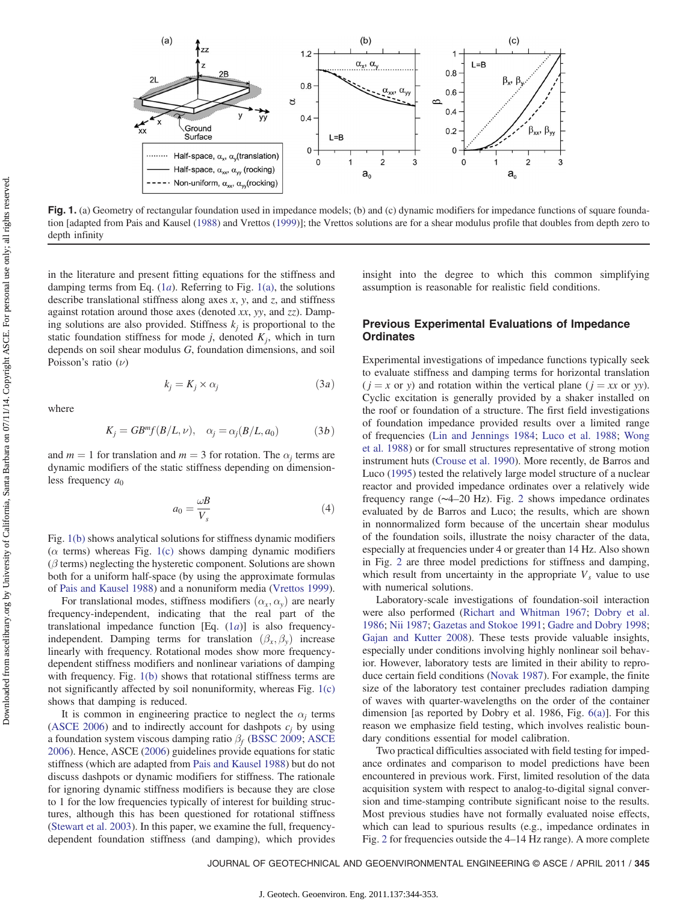**Fig. 1.** (a) Geometry of rectangular foundation used in impedance models; (b) and (c) dynamic modifiers for impedance functions of square foundation [adapted from Pais and Kausel (1988) and Vrettos (1999)]; the Vrettos solutions are for a shear modulus profile that doubles from depth zero to depth infinity

in the literature and present fitting equations for the stiffness and damping terms from Eq. (1*a*). Referring to Fig. 1(a), the solutions describe translational stiffness along axes $x$, $y$, and $z$, and stiffness against rotation around those axes (denoted $xx$, $yy$, and $zz$). Damping solutions are also provided. Stiffness $k_j$ is proportional to the static foundation stiffness for mode $j$, denoted $K_j$, which in turn depends on soil shear modulus $G$, foundation dimensions, and soil Poisson's ratio ($\nu$)

$$k_j = K_j \times \alpha_j \tag{3a}$$

where

$$K_j = GB^m f(B/L, \nu), \quad \alpha_j = \alpha_j(B/L, a_0) \tag{3b}$$

and $m = 1$ for translation and $m = 3$ for rotation. The $\alpha_j$ terms are dynamic modifiers of the static stiffness depending on dimensionless frequency $a_0$

$$a_0 = \frac{\omega B}{V_s} \tag{4}$$

Fig. 1(b) shows analytical solutions for stiffness dynamic modifiers ($\alpha$ terms) whereas Fig. 1(c) shows damping dynamic modifiers ($\beta$ terms) neglecting the hysteretic component. Solutions are shown both for a uniform half-space (by using the approximate formulas of Pais and Kausel 1988) and a nonuniform media (Vrettos 1999).

For translational modes, stiffness modifiers ($\alpha_x, \alpha_y$) are nearly frequency-independent, indicating that the real part of the translational impedance function [Eq. (1*a*)] is also frequency-independent. Damping terms for translation ($\beta_x, \beta_y$) increase linearly with frequency. Rotational modes show more frequency-dependent stiffness modifiers and nonlinear variations of damping with frequency. Fig. 1(b) shows that rotational stiffness terms are not significantly affected by soil nonuniformity, whereas Fig. 1(c) shows that damping is reduced.

It is common in engineering practice to neglect the $\alpha_j$ terms (ASCE 2006) and to indirectly account for dashpots $c_j$ by using a foundation system viscous damping ratio $\beta_f$ (BSSC 2009; ASCE 2006). Hence, ASCE (2006) guidelines provide equations for static stiffness (which are adapted from Pais and Kausel 1988) but do not discuss dashpots or dynamic modifiers for stiffness. The rationale for ignoring dynamic stiffness modifiers is because they are close to 1 for the low frequencies typically of interest for building structures, although this has been questioned for rotational stiffness (Stewart et al. 2003). In this paper, we examine the full, frequency-dependent foundation stiffness (and damping), which provides insight into the degree to which this common simplifying assumption is reasonable for realistic field conditions.

## Previous Experimental Evaluations of Impedance Ordinates

Experimental investigations of impedance functions typically seek to evaluate stiffness and damping terms for horizontal translation ($j = x$ or $y$) and rotation within the vertical plane ($j = xx$ or $yy$). Cyclic excitation is generally provided by a shaker installed on the roof or foundation of a structure. The first field investigations of foundation impedance provided results over a limited range of frequencies (Lin and Jennings 1984; Luco et al. 1988; Wong et al. 1988) or for small structures representative of strong motion instrument huts (Crouse et al. 1990). More recently, de Barros and Luco (1995) tested the relatively large model structure of a nuclear reactor and provided impedance ordinates over a relatively wide frequency range (~4–20 Hz). Fig. 2 shows impedance ordinates evaluated by de Barros and Luco; the results, which are shown in nonnormalized form because of the uncertain shear modulus of the foundation soils, illustrate the noisy character of the data, especially at frequencies under 4 or greater than 14 Hz. Also shown in Fig. 2 are three model predictions for stiffness and damping, which result from uncertainty in the appropriate $V_s$ value to use with numerical solutions.

Laboratory-scale investigations of foundation-soil interaction were also performed (Richart and Whitman 1967; Dobry et al. 1986; Nii 1987; Gazetas and Stokoe 1991; Gadre and Dobry 1998; Gajan and Kutter 2008). These tests provide valuable insights, especially under conditions involving highly nonlinear soil behavior. However, laboratory tests are limited in their ability to reproduce certain field conditions (Novak 1987). For example, the finite size of the laboratory test container precludes radiation damping of waves with quarter-wavelengths on the order of the container dimension [as reported by Dobry et al. 1986, Fig. 6(a)]. For this reason we emphasize field testing, which involves realistic boundary conditions essential for model calibration.

Two practical difficulties associated with field testing for impedance ordinates and comparison to model predictions have been encountered in previous work. First, limited resolution of the data acquisition system with respect to analog-to-digital signal conversion and time-stamping contribute significant noise to the results. Most previous studies have not formally evaluated noise effects, which can lead to spurious results (e.g., impedance ordinates in Fig. 2 for frequencies outside the 4–14 Hz range). A more complete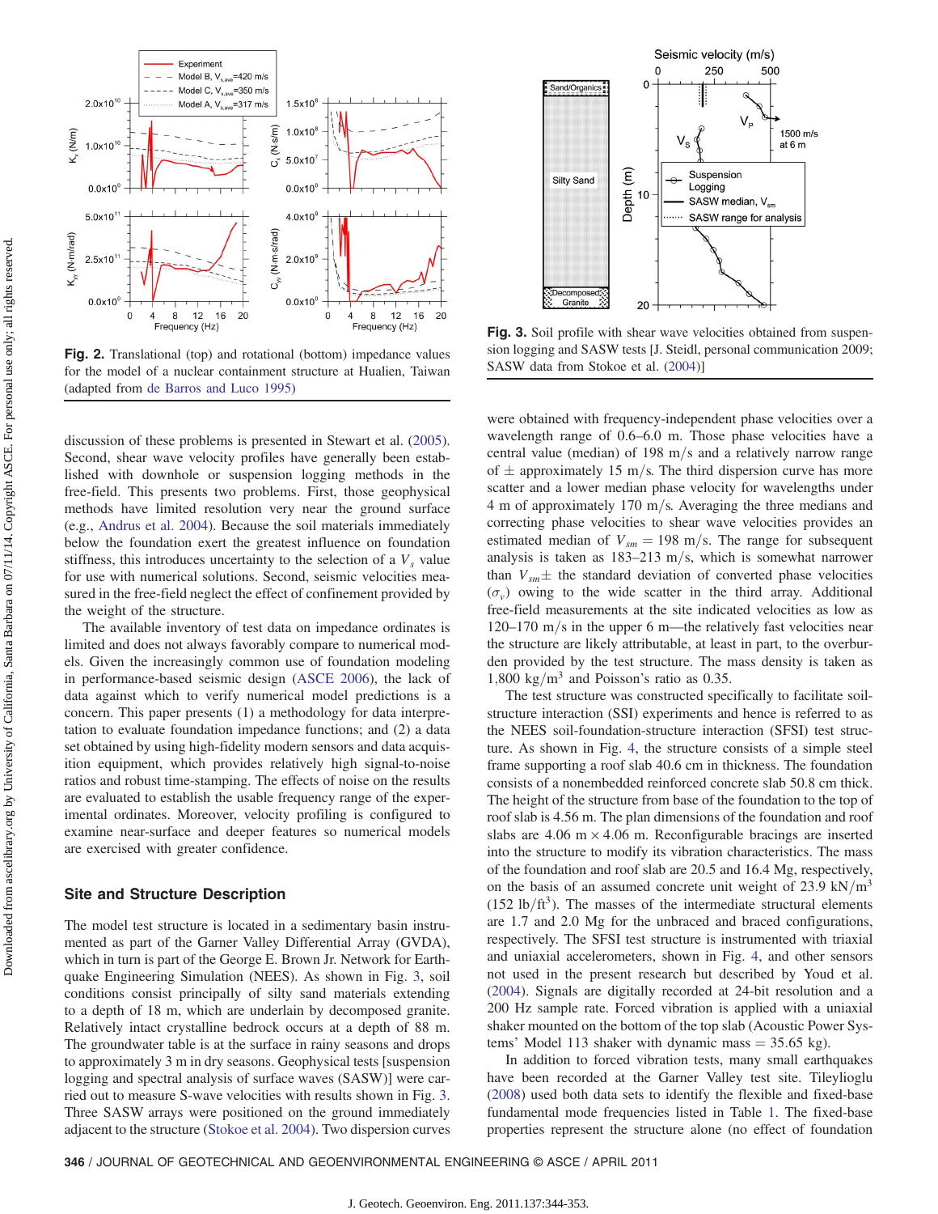**Fig. 2.** Translational (top) and rotational (bottom) impedance values for the model of a nuclear containment structure at Hualien, Taiwan (adapted from de Barros and Luco 1995)

**Fig. 3.** Soil profile with shear wave velocities obtained from suspension logging and SASW tests [J. Steidl, personal communication 2009; SASW data from Stokoe et al. (2004)]

discussion of these problems is presented in Stewart et al. (2005). Second, shear wave velocity profiles have generally been established with downhole or suspension logging methods in the free-field. This presents two problems. First, those geophysical methods have limited resolution very near the ground surface (e.g., Andrus et al. 2004). Because the soil materials immediately below the foundation exert the greatest influence on foundation stiffness, this introduces uncertainty to the selection of a $V_s$ value for use with numerical solutions. Second, seismic velocities measured in the free-field neglect the effect of confinement provided by the weight of the structure.

The available inventory of test data on impedance ordinates is limited and does not always favorably compare to numerical models. Given the increasingly common use of foundation modeling in performance-based seismic design (ASCE 2006), the lack of data against which to verify numerical model predictions is a concern. This paper presents (1) a methodology for data interpretation to evaluate foundation impedance functions; and (2) a data set obtained by using high-fidelity modern sensors and data acquisition equipment, which provides relatively high signal-to-noise ratios and robust time-stamping. The effects of noise on the results are evaluated to establish the usable frequency range of the experimental ordinates. Moreover, velocity profiling is configured to examine near-surface and deeper features so numerical models are exercised with greater confidence.

## Site and Structure Description

The model test structure is located in a sedimentary basin instrumented as part of the Garner Valley Differential Array (GVDA), which in turn is part of the George E. Brown Jr. Network for Earthquake Engineering Simulation (NEES). As shown in Fig. 3, soil conditions consist principally of silty sand materials extending to a depth of 18 m, which are underlain by decomposed granite. Relatively intact crystalline bedrock occurs at a depth of 88 m. The groundwater table is at the surface in rainy seasons and drops to approximately 3 m in dry seasons. Geophysical tests [suspension logging and spectral analysis of surface waves (SASW)] were carried out to measure S-wave velocities with results shown in Fig. 3. Three SASW arrays were positioned on the ground immediately adjacent to the structure (Stokoe et al. 2004). Two dispersion curves were obtained with frequency-independent phase velocities over a wavelength range of 0.6–6.0 m. Those phase velocities have a central value (median) of 198 m/s and a relatively narrow range of ± approximately 15 m/s. The third dispersion curve has more scatter and a lower median phase velocity for wavelengths under 4 m of approximately 170 m/s. Averaging the three medians and correcting phase velocities to shear wave velocities provides an estimated median of $V_{sm} = 198$ m/s. The range for subsequent analysis is taken as 183–213 m/s, which is somewhat narrower than $V_{sm}\pm$ the standard deviation of converted phase velocities ($\sigma_v$) owing to the wide scatter in the third array. Additional free-field measurements at the site indicated velocities as low as 120–170 m/s in the upper 6 m—the relatively fast velocities near the structure are likely attributable, at least in part, to the overburden provided by the test structure. The mass density is taken as 1,800 kg/m$^3$ and Poisson's ratio as 0.35.

The test structure was constructed specifically to facilitate soil-structure interaction (SSI) experiments and hence is referred to as the NEES soil-foundation-structure interaction (SFSI) test structure. As shown in Fig. 4, the structure consists of a simple steel frame supporting a roof slab 40.6 cm in thickness. The foundation consists of a nonembedded reinforced concrete slab 50.8 cm thick. The height of the structure from base of the foundation to the top of roof slab is 4.56 m. The plan dimensions of the foundation and roof slabs are 4.06 m × 4.06 m. Reconfigurable bracings are inserted into the structure to modify its vibration characteristics. The mass of the foundation and roof slab are 20.5 and 16.4 Mg, respectively, on the basis of an assumed concrete unit weight of 23.9 kN/m$^3$ (152 lb/ft$^3$). The masses of the intermediate structural elements are 1.7 and 2.0 Mg for the unbraced and braced configurations, respectively. The SFSI test structure is instrumented with triaxial and uniaxial accelerometers, shown in Fig. 4, and other sensors not used in the present research but described by Youd et al. (2004). Signals are digitally recorded at 24-bit resolution and a 200 Hz sample rate. Forced vibration is applied with a uniaxial shaker mounted on the bottom of the top slab (Acoustic Power Systems' Model 113 shaker with dynamic mass = 35.65 kg).

In addition to forced vibration tests, many small earthquakes have been recorded at the Garner Valley test site. Tileylioglu (2008) used both data sets to identify the flexible and fixed-base fundamental mode frequencies listed in Table 1. The fixed-base properties represent the structure alone (no effect of foundation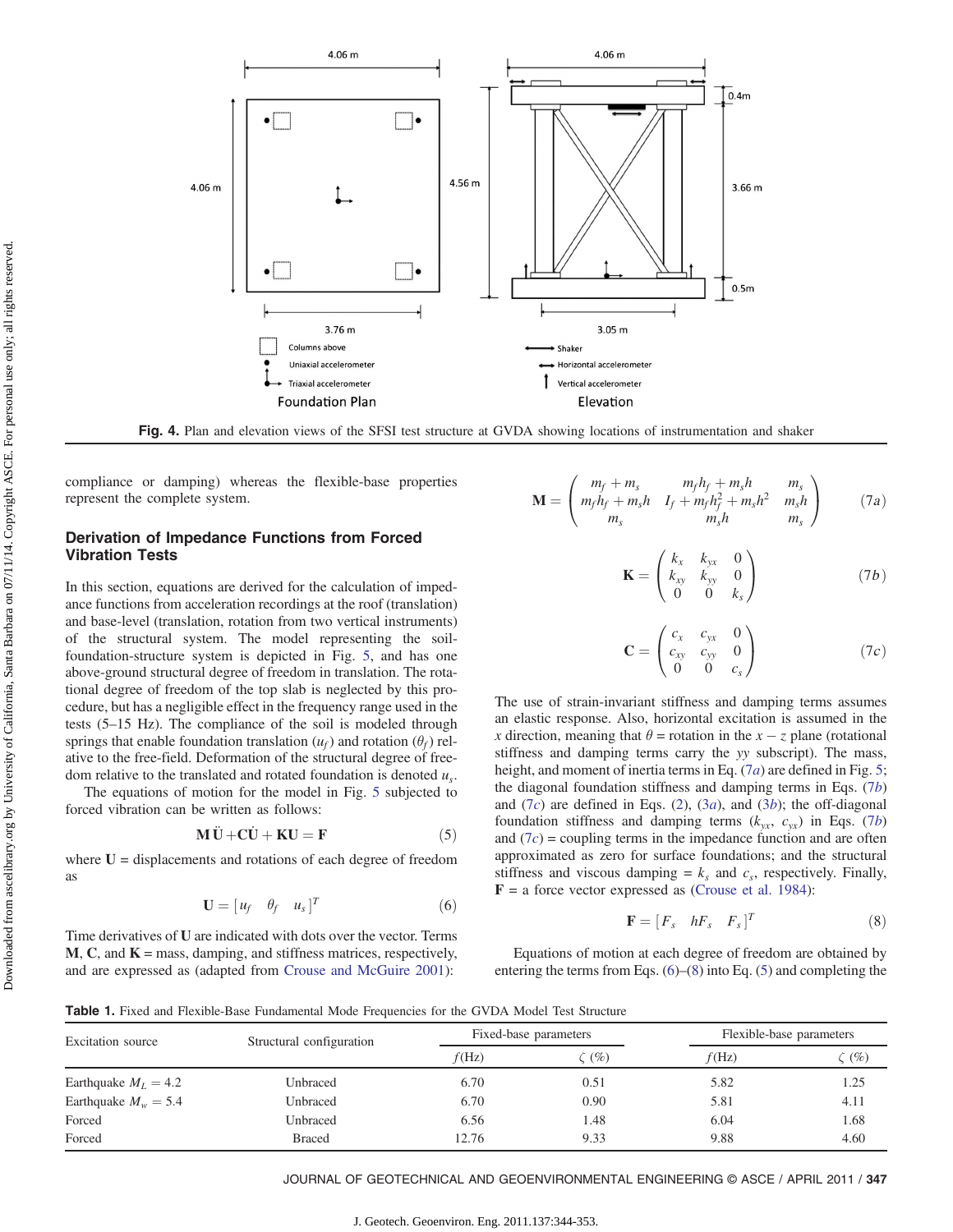Fig. 4. Plan and elevation views of the SFSI test structure at GVDA showing locations of instrumentation and shaker

compliance or damping) whereas the flexible-base properties represent the complete system.

## Derivation of Impedance Functions from Forced Vibration Tests

In this section, equations are derived for the calculation of impedance functions from acceleration recordings at the roof (translation) and base-level (translation, rotation from two vertical instruments) of the structural system. The model representing the soil-foundation-structure system is depicted in Fig. 5, and has one above-ground structural degree of freedom in translation. The rotational degree of freedom of the top slab is neglected by this procedure, but has a negligible effect in the frequency range used in the tests (5–15 Hz). The compliance of the soil is modeled through springs that enable foundation translation ($u_f$) and rotation ($\theta_f$) relative to the free-field. Deformation of the structural degree of freedom relative to the translated and rotated foundation is denoted $u_s$.

The equations of motion for the model in Fig. 5 subjected to forced vibration can be written as follows:

$$\mathbf{M}\ddot{\mathbf{U}} + \mathbf{C}\dot{\mathbf{U}} + \mathbf{K}\mathbf{U} = \mathbf{F} \tag{5}$$

where $\mathbf{U}$ = displacements and rotations of each degree of freedom as

$$\mathbf{U} = [u_f \quad \theta_f \quad u_s]^T \tag{6}$$

Time derivatives of $\mathbf{U}$ are indicated with dots over the vector. Terms $\mathbf{M}$, $\mathbf{C}$, and $\mathbf{K}$ = mass, damping, and stiffness matrices, respectively, and are expressed as (adapted from Crouse and McGuire 2001):

$$\mathbf{M} = \begin{pmatrix} m_f + m_s & m_f h_f + m_s h & m_s \\ m_f h_f + m_s h & I_f + m_f h_f^2 + m_s h^2 & m_s h \\ m_s & m_s h & m_s \end{pmatrix} \tag{7a}$$

$$\mathbf{K} = \begin{pmatrix} k_x & k_{yx} & 0 \\ k_{xy} & k_{yy} & 0 \\ 0 & 0 & k_s \end{pmatrix} \tag{7b}$$

$$\mathbf{C} = \begin{pmatrix} c_x & c_{yx} & 0 \\ c_{xy} & c_{yy} & 0 \\ 0 & 0 & c_s \end{pmatrix} \tag{7c}$$

The use of strain-invariant stiffness and damping terms assumes an elastic response. Also, horizontal excitation is assumed in the $x$ direction, meaning that $\theta$ = rotation in the $x-z$ plane (rotational stiffness and damping terms carry the $yy$ subscript). The mass, height, and moment of inertia terms in Eq. (7a) are defined in Fig. 5; the diagonal foundation stiffness and damping terms in Eqs. (7b) and (7c) are defined in Eqs. (2), (3a), and (3b); the off-diagonal foundation stiffness and damping terms ($k_{yx}$, $c_{yx}$) in Eqs. (7b) and (7c) = coupling terms in the impedance function and are often approximated as zero for surface foundations; and the structural stiffness and viscous damping = $k_s$ and $c_s$, respectively. Finally, $\mathbf{F}$ = a force vector expressed as (Crouse et al. 1984):

$$\mathbf{F} = [F_s \quad hF_s \quad F_s]^T \tag{8}$$

Equations of motion at each degree of freedom are obtained by entering the terms from Eqs. (6)–(8) into Eq. (5) and completing the

**Table 1.** Fixed and Flexible-Base Fundamental Mode Frequencies for the GVDA Model Test Structure

| Excitation source | Structural configuration | Fixed-base parameters | | Flexible-base parameters | |
|---|---|---|---|---|---|
| | | $f$(Hz) | $\zeta$ (%) | $f$(Hz) | $\zeta$ (%) |
| Earthquake $M_L = 4.2$ | Unbraced | 6.70 | 0.51 | 5.82 | 1.25 |
| Earthquake $M_w = 5.4$ | Unbraced | 6.70 | 0.90 | 5.81 | 4.11 |
| Forced | Unbraced | 6.56 | 1.48 | 6.04 | 1.68 |
| Forced | Braced | 12.76 | 9.33 | 9.88 | 4.60 |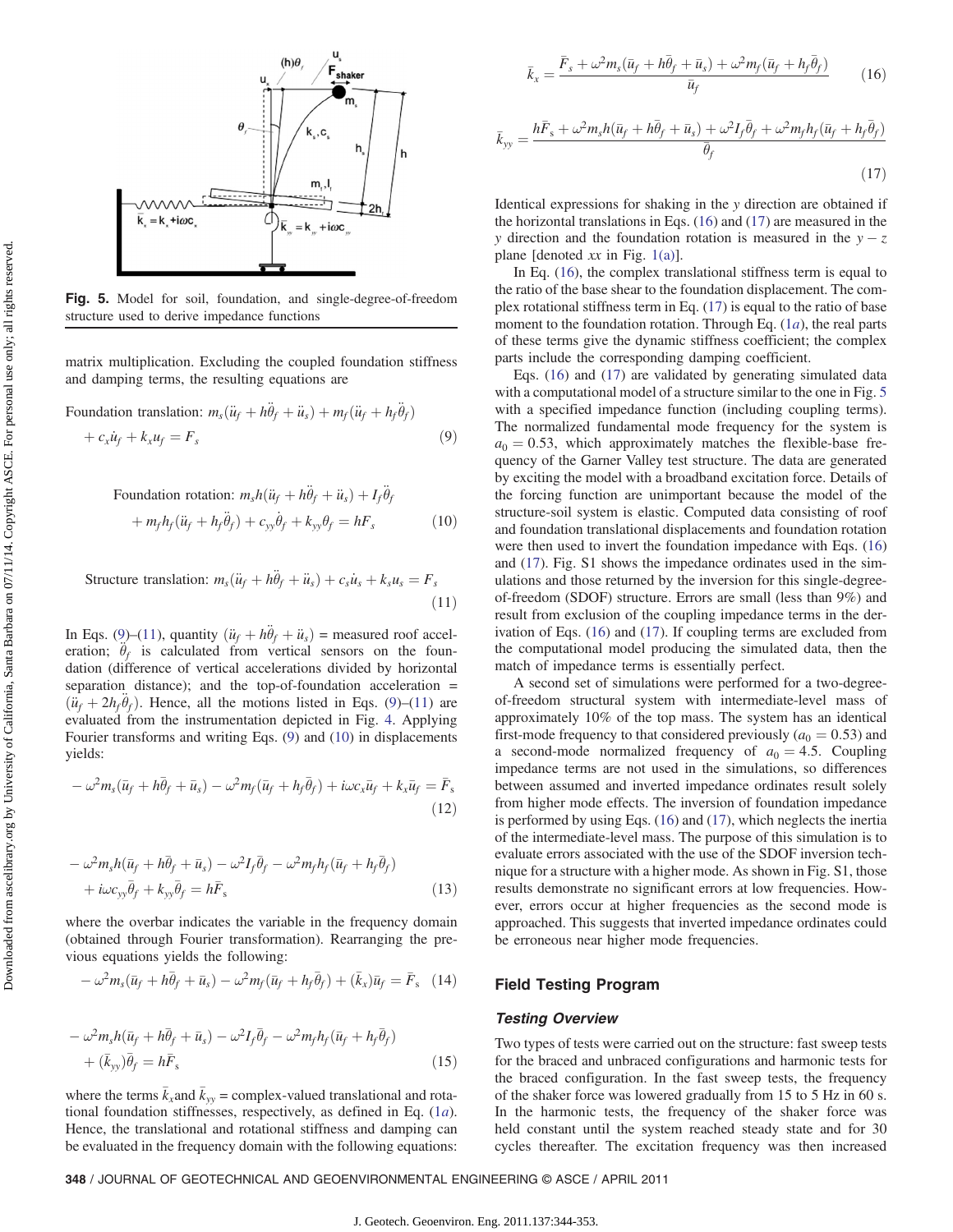Fig. 5. Model for soil, foundation, and single-degree-of-freedom structure used to derive impedance functions

matrix multiplication. Excluding the coupled foundation stiffness and damping terms, the resulting equations are

$$\text{Foundation translation: } m_s(\ddot{u}_f + h\ddot{\theta}_f + \ddot{u}_s) + m_f(\ddot{u}_f + h_f\ddot{\theta}_f) + c_x\dot{u}_f + k_x u_f = F_s \tag{9}$$

$$\text{Foundation rotation: } m_s h(\ddot{u}_f + h\ddot{\theta}_f + \ddot{u}_s) + I_f\ddot{\theta}_f + m_f h_f(\ddot{u}_f + h_f\ddot{\theta}_f) + c_{yy}\dot{\theta}_f + k_{yy}\theta_f = hF_s \tag{10}$$

$$\text{Structure translation: } m_s(\ddot{u}_f + h\ddot{\theta}_f + \ddot{u}_s) + c_s\dot{u}_s + k_s u_s = F_s \tag{11}$$

In Eqs. (9)–(11), quantity $(\ddot{u}_f + h\ddot{\theta}_f + \ddot{u}_s)$ = measured roof acceleration; $\ddot{\theta}_f$ is calculated from vertical sensors on the foundation (difference of vertical accelerations divided by horizontal separation distance); and the top-of-foundation acceleration = $(\ddot{u}_f + 2h_f\ddot{\theta}_f)$. Hence, all the motions listed in Eqs. (9)–(11) are evaluated from the instrumentation depicted in Fig. 4. Applying Fourier transforms and writing Eqs. (9) and (10) in displacements yields:

$$-\omega^2 m_s(\bar{u}_f + h\bar{\theta}_f + \bar{u}_s) - \omega^2 m_f(\bar{u}_f + h_f\bar{\theta}_f) + i\omega c_x\bar{u}_f + k_x\bar{u}_f = \bar{F}_s \tag{12}$$

$$-\omega^2 m_s h(\bar{u}_f + h\bar{\theta}_f + \bar{u}_s) - \omega^2 I_f\bar{\theta}_f - \omega^2 m_f h_f(\bar{u}_f + h_f\bar{\theta}_f) + i\omega c_{yy}\bar{\theta}_f + k_{yy}\bar{\theta}_f = h\bar{F}_s \tag{13}$$

where the overbar indicates the variable in the frequency domain (obtained through Fourier transformation). Rearranging the previous equations yields the following:

$$-\omega^2 m_s(\bar{u}_f + h\bar{\theta}_f + \bar{u}_s) - \omega^2 m_f(\bar{u}_f + h_f\bar{\theta}_f) + (\bar{k}_x)\bar{u}_f = \bar{F}_s \tag{14}$$

$$-\omega^2 m_s h(\bar{u}_f + h\bar{\theta}_f + \bar{u}_s) - \omega^2 I_f\bar{\theta}_f - \omega^2 m_f h_f(\bar{u}_f + h_f\bar{\theta}_f) + (\bar{k}_{yy})\bar{\theta}_f = h\bar{F}_s \tag{15}$$

where the terms $\bar{k}_x$ and $\bar{k}_{yy}$ = complex-valued translational and rotational foundation stiffnesses, respectively, as defined in Eq. (1*a*). Hence, the translational and rotational stiffness and damping can be evaluated in the frequency domain with the following equations:

$$\bar{k}_x = \frac{\bar{F}_s + \omega^2 m_s(\bar{u}_f + h\bar{\theta}_f + \bar{u}_s) + \omega^2 m_f(\bar{u}_f + h_f\bar{\theta}_f)}{\bar{u}_f} \tag{16}$$

$$\bar{k}_{yy} = \frac{h\bar{F}_s + \omega^2 m_s h(\bar{u}_f + h\bar{\theta}_f + \bar{u}_s) + \omega^2 I_f\bar{\theta}_f + \omega^2 m_f h_f(\bar{u}_f + h_f\bar{\theta}_f)}{\bar{\theta}_f} \tag{17}$$

Identical expressions for shaking in the $y$ direction are obtained if the horizontal translations in Eqs. (16) and (17) are measured in the $y$ direction and the foundation rotation is measured in the $y-z$ plane [denoted $xx$ in Fig. 1(a)].

In Eq. (16), the complex translational stiffness term is equal to the ratio of the base shear to the foundation displacement. The complex rotational stiffness term in Eq. (17) is equal to the ratio of base moment to the foundation rotation. Through Eq. (1*a*), the real parts of these terms give the dynamic stiffness coefficient; the complex parts include the corresponding damping coefficient.

Eqs. (16) and (17) are validated by generating simulated data with a computational model of a structure similar to the one in Fig. 5 with a specified impedance function (including coupling terms). The normalized fundamental mode frequency for the system is $a_0 = 0.53$, which approximately matches the flexible-base frequency of the Garner Valley test structure. The data are generated by exciting the model with a broadband excitation force. Details of the forcing function are unimportant because the model of the structure-soil system is elastic. Computed data consisting of roof and foundation translational displacements and foundation rotation were then used to invert the foundation impedance with Eqs. (16) and (17). Fig. S1 shows the impedance ordinates used in the simulations and those returned by the inversion for this single-degree-of-freedom (SDOF) structure. Errors are small (less than 9%) and result from exclusion of the coupling impedance terms in the derivation of Eqs. (16) and (17). If coupling terms are excluded from the computational model producing the simulated data, then the match of impedance terms is essentially perfect.

A second set of simulations were performed for a two-degree-of-freedom structural system with intermediate-level mass of approximately 10% of the top mass. The system has an identical first-mode frequency to that considered previously ($a_0 = 0.53$) and a second-mode normalized frequency of $a_0 = 4.5$. Coupling impedance terms are not used in the simulations, so differences between assumed and inverted impedance ordinates result solely from higher mode effects. The inversion of foundation impedance is performed by using Eqs. (16) and (17), which neglects the inertia of the intermediate-level mass. The purpose of this simulation is to evaluate errors associated with the use of the SDOF inversion technique for a structure with a higher mode. As shown in Fig. S1, those results demonstrate no significant errors at low frequencies. However, errors occur at higher frequencies as the second mode is approached. This suggests that inverted impedance ordinates could be erroneous near higher mode frequencies.

## Field Testing Program

### *Testing Overview*

Two types of tests were carried out on the structure: fast sweep tests for the braced and unbraced configurations and harmonic tests for the braced configuration. In the fast sweep tests, the frequency of the shaker force was lowered gradually from 15 to 5 Hz in 60 s. In the harmonic tests, the frequency of the shaker force was held constant until the system reached steady state and for 30 cycles thereafter. The excitation frequency was then increased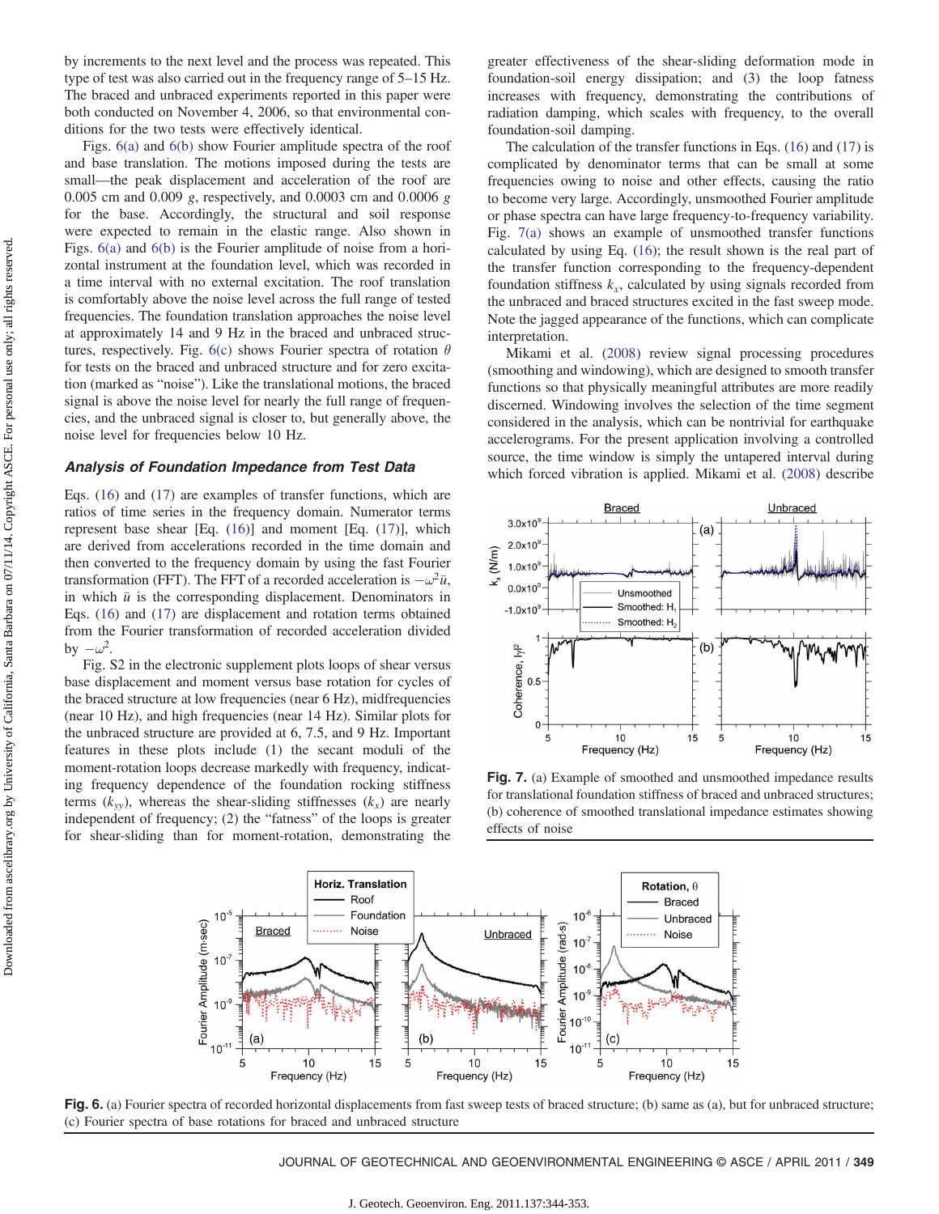by increments to the next level and the process was repeated. This type of test was also carried out in the frequency range of 5–15 Hz. The braced and unbraced experiments reported in this paper were both conducted on November 4, 2006, so that environmental conditions for the two tests were effectively identical.

Figs. 6(a) and 6(b) show Fourier amplitude spectra of the roof and base translation. The motions imposed during the tests are small—the peak displacement and acceleration of the roof are 0.005 cm and 0.009 *g*, respectively, and 0.0003 cm and 0.0006 *g* for the base. Accordingly, the structural and soil response were expected to remain in the elastic range. Also shown in Figs. 6(a) and 6(b) is the Fourier amplitude of noise from a horizontal instrument at the foundation level, which was recorded in a time interval with no external excitation. The roof translation is comfortably above the noise level across the full range of tested frequencies. The foundation translation approaches the noise level at approximately 14 and 9 Hz in the braced and unbraced structures, respectively. Fig. 6(c) shows Fourier spectra of rotation $\theta$ for tests on the braced and unbraced structure and for zero excitation (marked as "noise"). Like the translational motions, the braced signal is above the noise level for nearly the full range of frequencies, and the unbraced signal is closer to, but generally above, the noise level for frequencies below 10 Hz.

### Analysis of Foundation Impedance from Test Data

Eqs. (16) and (17) are examples of transfer functions, which are ratios of time series in the frequency domain. Numerator terms represent base shear [Eq. (16)] and moment [Eq. (17)], which are derived from accelerations recorded in the time domain and then converted to the frequency domain by using the fast Fourier transformation (FFT). The FFT of a recorded acceleration is $-\omega^2\bar{u}$, in which $\bar{u}$ is the corresponding displacement. Denominators in Eqs. (16) and (17) are displacement and rotation terms obtained from the Fourier transformation of recorded acceleration divided by $-\omega^2$.

Fig. S2 in the electronic supplement plots loops of shear versus base displacement and moment versus base rotation for cycles of the braced structure at low frequencies (near 6 Hz), midfrequencies (near 10 Hz), and high frequencies (near 14 Hz). Similar plots for the unbraced structure are provided at 6, 7.5, and 9 Hz. Important features in these plots include (1) the secant moduli of the moment-rotation loops decrease markedly with frequency, indicating frequency dependence of the foundation rocking stiffness terms ($k_{yy}$), whereas the shear-sliding stiffnesses ($k_x$) are nearly independent of frequency; (2) the "fatness" of the loops is greater for shear-sliding than for moment-rotation, demonstrating the greater effectiveness of the shear-sliding deformation mode in foundation-soil energy dissipation; and (3) the loop fatness increases with frequency, demonstrating the contributions of radiation damping, which scales with frequency, to the overall foundation-soil damping.

The calculation of the transfer functions in Eqs. (16) and (17) is complicated by denominator terms that can be small at some frequencies owing to noise and other effects, causing the ratio to become very large. Accordingly, unsmoothed Fourier amplitude or phase spectra can have large frequency-to-frequency variability. Fig. 7(a) shows an example of unsmoothed transfer functions calculated by using Eq. (16); the result shown is the real part of the transfer function corresponding to the frequency-dependent foundation stiffness $k_x$, calculated by using signals recorded from the unbraced and braced structures excited in the fast sweep mode. Note the jagged appearance of the functions, which can complicate interpretation.

Mikami et al. (2008) review signal processing procedures (smoothing and windowing), which are designed to smooth transfer functions so that physically meaningful attributes are more readily discerned. Windowing involves the selection of the time segment considered in the analysis, which can be nontrivial for earthquake accelerograms. For the present application involving a controlled source, the time window is simply the untapered interval during which forced vibration is applied. Mikami et al. (2008) describe

**Fig. 7.** (a) Example of smoothed and unsmoothed impedance results for translational foundation stiffness of braced and unbraced structures; (b) coherence of smoothed translational impedance estimates showing effects of noise

**Fig. 6.** (a) Fourier spectra of recorded horizontal displacements from fast sweep tests of braced structure; (b) same as (a), but for unbraced structure; (c) Fourier spectra of base rotations for braced and unbraced structure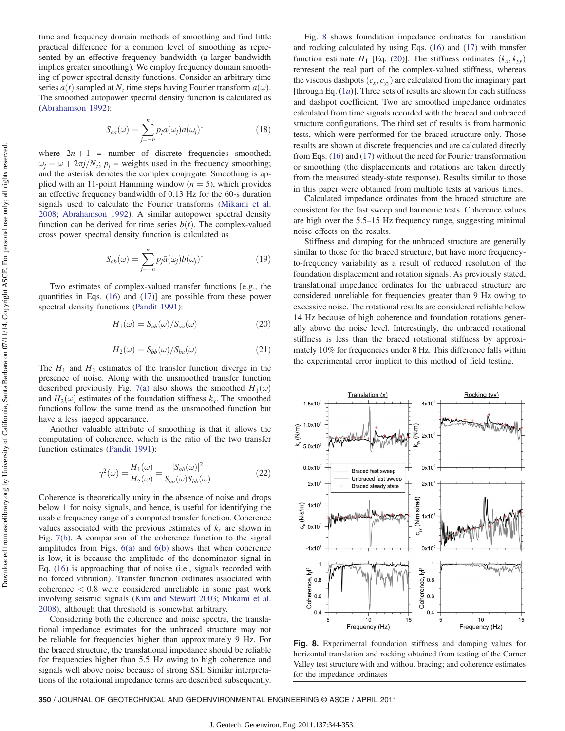time and frequency domain methods of smoothing and find little practical difference for a common level of smoothing as represented by an effective frequency bandwidth (a larger bandwidth implies greater smoothing). We employ frequency domain smoothing of power spectral density functions. Consider an arbitrary time series $a(t)$ sampled at $N_t$ time steps having Fourier transform $\bar{a}(\omega)$. The smoothed autopower spectral density function is calculated as (Abrahamson 1992):

$$S_{aa}(\omega) = \sum_{j=-n}^{n} p_j \bar{a}(\omega_j)\bar{a}(\omega_j)^* \tag{18}$$

where $2n + 1$ = number of discrete frequencies smoothed; $\omega_j = \omega + 2\pi j/N_t$; $p_j$ = weights used in the frequency smoothing; and the asterisk denotes the complex conjugate. Smoothing is applied with an 11-point Hamming window ($n = 5$), which provides an effective frequency bandwidth of 0.13 Hz for the 60-s duration signals used to calculate the Fourier transforms (Mikami et al. 2008; Abrahamson 1992). A similar autopower spectral density function can be derived for time series $b(t)$. The complex-valued cross power spectral density function is calculated as

$$S_{ab}(\omega) = \sum_{j=-n}^{n} p_j \bar{a}(\omega_j)\bar{b}(\omega_j)^* \tag{19}$$

Two estimates of complex-valued transfer functions [e.g., the quantities in Eqs. (16) and (17)] are possible from these power spectral density functions (Pandit 1991):

$$H_1(\omega) = S_{ab}(\omega)/S_{aa}(\omega) \tag{20}$$

$$H_2(\omega) = S_{bb}(\omega)/S_{ba}(\omega) \tag{21}$$

The $H_1$ and $H_2$ estimates of the transfer function diverge in the presence of noise. Along with the unsmoothed transfer function described previously, Fig. 7(a) also shows the smoothed $H_1(\omega)$ and $H_2(\omega)$ estimates of the foundation stiffness $k_x$. The smoothed functions follow the same trend as the unsmoothed function but have a less jagged appearance.

Another valuable attribute of smoothing is that it allows the computation of coherence, which is the ratio of the two transfer function estimates (Pandit 1991):

$$\gamma^2(\omega) = \frac{H_1(\omega)}{H_2(\omega)} = \frac{|S_{ab}(\omega)|^2}{S_{aa}(\omega)S_{bb}(\omega)} \tag{22}$$

Coherence is theoretically unity in the absence of noise and drops below 1 for noisy signals, and hence, is useful for identifying the usable frequency range of a computed transfer function. Coherence values associated with the previous estimates of $k_x$ are shown in Fig. 7(b). A comparison of the coherence function to the signal amplitudes from Figs. 6(a) and 6(b) shows that when coherence is low, it is because the amplitude of the denominator signal in Eq. (16) is approaching that of noise (i.e., signals recorded with no forced vibration). Transfer function ordinates associated with coherence $< 0.8$ were considered unreliable in some past work involving seismic signals (Kim and Stewart 2003; Mikami et al. 2008), although that threshold is somewhat arbitrary.

Considering both the coherence and noise spectra, the translational impedance estimates for the unbraced structure may not be reliable for frequencies higher than approximately 9 Hz. For the braced structure, the translational impedance should be reliable for frequencies higher than 5.5 Hz owing to high coherence and signals well above noise because of strong SSI. Similar interpretations of the rotational impedance terms are described subsequently.

Fig. 8 shows foundation impedance ordinates for translation and rocking calculated by using Eqs. (16) and (17) with transfer function estimate $H_1$ [Eq. (20)]. The stiffness ordinates $(k_x, k_{yy})$ represent the real part of the complex-valued stiffness, whereas the viscous dashpots $(c_x, c_{yy})$ are calculated from the imaginary part [through Eq. (1a)]. Three sets of results are shown for each stiffness and dashpot coefficient. Two are smoothed impedance ordinates calculated from time signals recorded with the braced and unbraced structure configurations. The third set of results is from harmonic tests, which were performed for the braced structure only. Those results are shown at discrete frequencies and are calculated directly from Eqs. (16) and (17) without the need for Fourier transformation or smoothing (the displacements and rotations are taken directly from the measured steady-state response). Results similar to those in this paper were obtained from multiple tests at various times.

Calculated impedance ordinates from the braced structure are consistent for the fast sweep and harmonic tests. Coherence values are high over the 5.5–15 Hz frequency range, suggesting minimal noise effects on the results.

Stiffness and damping for the unbraced structure are generally similar to those for the braced structure, but have more frequency-to-frequency variability as a result of reduced resolution of the foundation displacement and rotation signals. As previously stated, translational impedance ordinates for the unbraced structure are considered unreliable for frequencies greater than 9 Hz owing to excessive noise. The rotational results are considered reliable below 14 Hz because of high coherence and foundation rotations generally above the noise level. Interestingly, the unbraced rotational stiffness is less than the braced rotational stiffness by approximately 10% for frequencies under 8 Hz. This difference falls within the experimental error implicit to this method of field testing.

**Fig. 8.** Experimental foundation stiffness and damping values for horizontal translation and rocking obtained from testing of the Garner Valley test structure with and without bracing; and coherence estimates for the impedance ordinates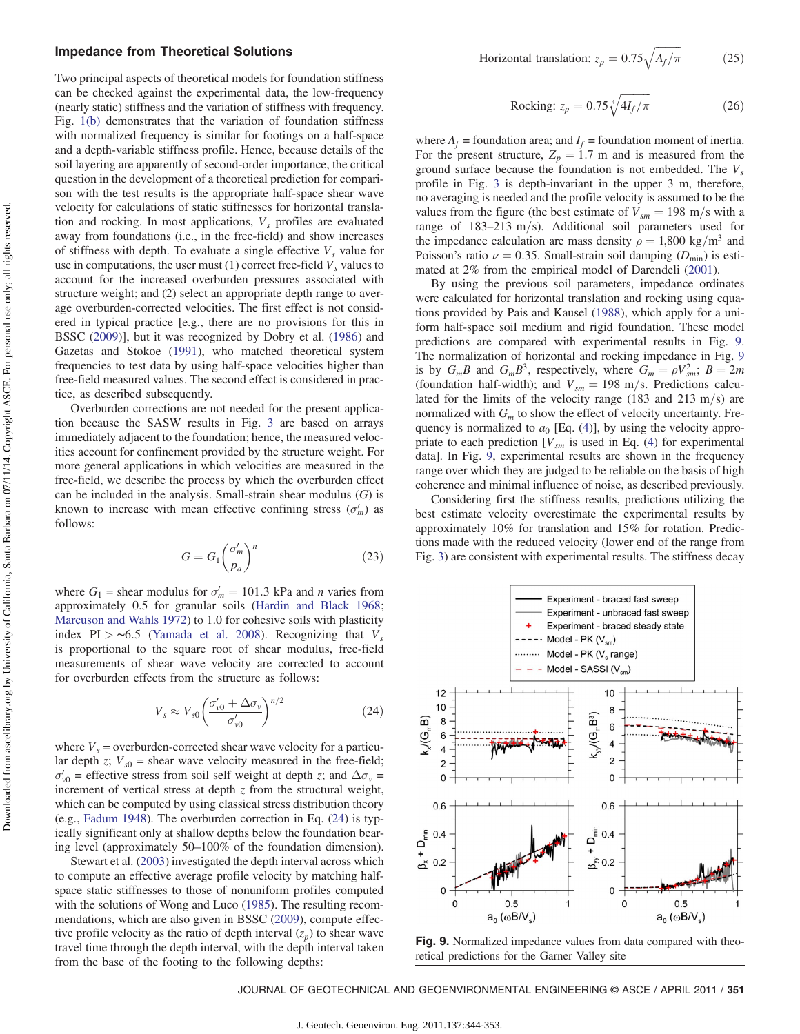### Impedance from Theoretical Solutions

Two principal aspects of theoretical models for foundation stiffness can be checked against the experimental data, the low-frequency (nearly static) stiffness and the variation of stiffness with frequency. Fig. 1(b) demonstrates that the variation of foundation stiffness with normalized frequency is similar for footings on a half-space and a depth-variable stiffness profile. Hence, because details of the soil layering are apparently of second-order importance, the critical question in the development of a theoretical prediction for comparison with the test results is the appropriate half-space shear wave velocity for calculations of static stiffnesses for horizontal translation and rocking. In most applications, $V_s$ profiles are evaluated away from foundations (i.e., in the free-field) and show increases of stiffness with depth. To evaluate a single effective $V_s$ value for use in computations, the user must (1) correct free-field $V_s$ values to account for the increased overburden pressures associated with structure weight; and (2) select an appropriate depth range to average overburden-corrected velocities. The first effect is not considered in typical practice [e.g., there are no provisions for this in BSSC (2009)], but it was recognized by Dobry et al. (1986) and Gazetas and Stokoe (1991), who matched theoretical system frequencies to test data by using half-space velocities higher than free-field measured values. The second effect is considered in practice, as described subsequently.

Overburden corrections are not needed for the present application because the SASW results in Fig. 3 are based on arrays immediately adjacent to the foundation; hence, the measured velocities account for confinement provided by the structure weight. For more general applications in which velocities are measured in the free-field, we describe the process by which the overburden effect can be included in the analysis. Small-strain shear modulus ($G$) is known to increase with mean effective confining stress ($\sigma'_m$) as follows:

$$G = G_1\left(\frac{\sigma'_m}{p_a}\right)^n \tag{23}$$

where $G_1$ = shear modulus for $\sigma'_m = 101.3$ kPa and $n$ varies from approximately 0.5 for granular soils (Hardin and Black 1968; Marcuson and Wahls 1972) to 1.0 for cohesive soils with plasticity index PI $> \sim 6.5$ (Yamada et al. 2008). Recognizing that $V_s$ is proportional to the square root of shear modulus, free-field measurements of shear wave velocity are corrected to account for overburden effects from the structure as follows:

$$V_s \approx V_{s0}\left(\frac{\sigma'_{v0} + \Delta\sigma_v}{\sigma'_{v0}}\right)^{n/2} \tag{24}$$

where $V_s$ = overburden-corrected shear wave velocity for a particular depth $z$; $V_{s0}$ = shear wave velocity measured in the free-field; $\sigma'_{v0}$ = effective stress from soil self weight at depth $z$; and $\Delta\sigma_v$ = increment of vertical stress at depth $z$ from the structural weight, which can be computed by using classical stress distribution theory (e.g., Fadum 1948). The overburden correction in Eq. (24) is typically significant only at shallow depths below the foundation bearing level (approximately 50–100% of the foundation dimension).

Stewart et al. (2003) investigated the depth interval across which to compute an effective average profile velocity by matching half-space static stiffnesses to those of nonuniform profiles computed with the solutions of Wong and Luco (1985). The resulting recommendations, which are also given in BSSC (2009), compute effective profile velocity as the ratio of depth interval ($z_p$) to shear wave travel time through the depth interval, with the depth interval taken from the base of the footing to the following depths:

$$\text{Horizontal translation: } z_p = 0.75\sqrt{A_f/\pi} \tag{25}$$

$$\text{Rocking: } z_p = 0.75\sqrt[4]{4I_f/\pi} \tag{26}$$

where $A_f$ = foundation area; and $I_f$ = foundation moment of inertia. For the present structure, $Z_p = 1.7$ m and is measured from the ground surface because the foundation is not embedded. The $V_s$ profile in Fig. 3 is depth-invariant in the upper 3 m, therefore, no averaging is needed and the profile velocity is assumed to be the values from the figure (the best estimate of $V_{sm} = 198$ m/s with a range of 183–213 m/s). Additional soil parameters used for the impedance calculation are mass density $\rho = 1{,}800$ kg/m$^3$ and Poisson's ratio $\nu = 0.35$. Small-strain soil damping ($D_{\min}$) is estimated at 2% from the empirical model of Darendeli (2001).

By using the previous soil parameters, impedance ordinates were calculated for horizontal translation and rocking using equations provided by Pais and Kausel (1988), which apply for a uniform half-space soil medium and rigid foundation. These model predictions are compared with experimental results in Fig. 9. The normalization of horizontal and rocking impedance in Fig. 9 is by $G_m B$ and $G_m B^3$, respectively, where $G_m = \rho V_{sm}^2$; $B = 2m$ (foundation half-width); and $V_{sm} = 198$ m/s. Predictions calculated for the limits of the velocity range (183 and 213 m/s) are normalized with $G_m$ to show the effect of velocity uncertainty. Frequency is normalized to $a_0$ [Eq. (4)], by using the velocity appropriate to each prediction [$V_{sm}$ is used in Eq. (4) for experimental data]. In Fig. 9, experimental results are shown in the frequency range over which they are judged to be reliable on the basis of high coherence and minimal influence of noise, as described previously.

Considering first the stiffness results, predictions utilizing the best estimate velocity overestimate the experimental results by approximately 10% for translation and 15% for rotation. Predictions made with the reduced velocity (lower end of the range from Fig. 3) are consistent with experimental results. The stiffness decay

Fig. 9. Normalized impedance values from data compared with theoretical predictions for the Garner Valley site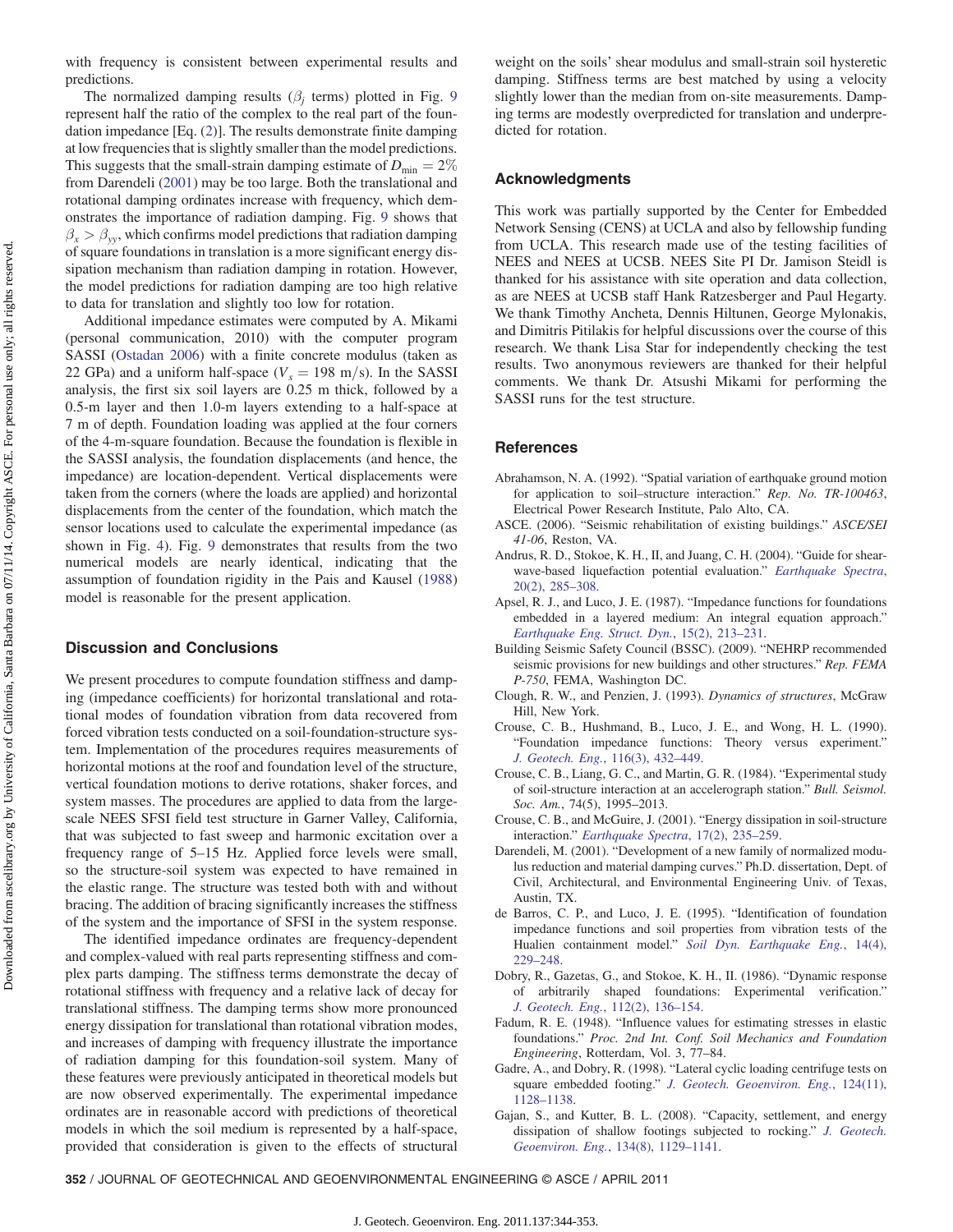with frequency is consistent between experimental results and predictions.

The normalized damping results ($\beta_j$ terms) plotted in Fig. 9 represent half the ratio of the complex to the real part of the foundation impedance [Eq. (2)]. The results demonstrate finite damping at low frequencies that is slightly smaller than the model predictions. This suggests that the small-strain damping estimate of $D_{\min} = 2\%$ from Darendeli (2001) may be too large. Both the translational and rotational damping ordinates increase with frequency, which demonstrates the importance of radiation damping. Fig. 9 shows that $\beta_x > \beta_{yy}$, which confirms model predictions that radiation damping of square foundations in translation is a more significant energy dissipation mechanism than radiation damping in rotation. However, the model predictions for radiation damping are too high relative to data for translation and slightly too low for rotation.

Additional impedance estimates were computed by A. Mikami (personal communication, 2010) with the computer program SASSI (Ostadan 2006) with a finite concrete modulus (taken as 22 GPa) and a uniform half-space ($V_s = 198$ m/s). In the SASSI analysis, the first six soil layers are 0.25 m thick, followed by a 0.5-m layer and then 1.0-m layers extending to a half-space at 7 m of depth. Foundation loading was applied at the four corners of the 4-m-square foundation. Because the foundation is flexible in the SASSI analysis, the foundation displacements (and hence, the impedance) are location-dependent. Vertical displacements were taken from the corners (where the loads are applied) and horizontal displacements from the center of the foundation, which match the sensor locations used to calculate the experimental impedance (as shown in Fig. 4). Fig. 9 demonstrates that results from the two numerical models are nearly identical, indicating that the assumption of foundation rigidity in the Pais and Kausel (1988) model is reasonable for the present application.

## Discussion and Conclusions

We present procedures to compute foundation stiffness and damping (impedance coefficients) for horizontal translational and rotational modes of foundation vibration from data recovered from forced vibration tests conducted on a soil-foundation-structure system. Implementation of the procedures requires measurements of horizontal motions at the roof and foundation level of the structure, vertical foundation motions to derive rotations, shaker forces, and system masses. The procedures are applied to data from the large-scale NEES SFSI field test structure in Garner Valley, California, that was subjected to fast sweep and harmonic excitation over a frequency range of 5–15 Hz. Applied force levels were small, so the structure-soil system was expected to have remained in the elastic range. The structure was tested both with and without bracing. The addition of bracing significantly increases the stiffness of the system and the importance of SFSI in the system response.

The identified impedance ordinates are frequency-dependent and complex-valued with real parts representing stiffness and complex parts damping. The stiffness terms demonstrate the decay of rotational stiffness with frequency and a relative lack of decay for translational stiffness. The damping terms show more pronounced energy dissipation for translational than rotational vibration modes, and increases of damping with frequency illustrate the importance of radiation damping for this foundation-soil system. Many of these features were previously anticipated in theoretical models but are now observed experimentally. The experimental impedance ordinates are in reasonable accord with predictions of theoretical models in which the soil medium is represented by a half-space, provided that consideration is given to the effects of structural weight on the soils' shear modulus and small-strain soil hysteretic damping. Stiffness terms are best matched by using a velocity slightly lower than the median from on-site measurements. Damping terms are modestly overpredicted for translation and underpredicted for rotation.

## Acknowledgments

This work was partially supported by the Center for Embedded Network Sensing (CENS) at UCLA and also by fellowship funding from UCLA. This research made use of the testing facilities of NEES and NEES at UCSB. NEES Site PI Dr. Jamison Steidl is thanked for his assistance with site operation and data collection, as are NEES at UCSB staff Hank Ratzesberger and Paul Hegarty. We thank Timothy Ancheta, Dennis Hiltunen, George Mylonakis, and Dimitris Pitilakis for helpful discussions over the course of this research. We thank Lisa Star for independently checking the test results. Two anonymous reviewers are thanked for their helpful comments. We thank Dr. Atsushi Mikami for performing the SASSI runs for the test structure.

## References

Abrahamson, N. A. (1992). "Spatial variation of earthquake ground motion for application to soil–structure interaction." *Rep. No. TR-100463*, Electrical Power Research Institute, Palo Alto, CA.

ASCE. (2006). "Seismic rehabilitation of existing buildings." *ASCE/SEI 41-06*, Reston, VA.

Andrus, R. D., Stokoe, K. H., II, and Juang, C. H. (2004). "Guide for shear-wave-based liquefaction potential evaluation." *Earthquake Spectra*, 20(2), 285–308.

Apsel, R. J., and Luco, J. E. (1987). "Impedance functions for foundations embedded in a layered medium: An integral equation approach." *Earthquake Eng. Struct. Dyn.*, 15(2), 213–231.

Building Seismic Safety Council (BSSC). (2009). "NEHRP recommended seismic provisions for new buildings and other structures." *Rep. FEMA P-750*, FEMA, Washington DC.

Clough, R. W., and Penzien, J. (1993). *Dynamics of structures*, McGraw Hill, New York.

Crouse, C. B., Hushmand, B., Luco, J. E., and Wong, H. L. (1990). "Foundation impedance functions: Theory versus experiment." *J. Geotech. Eng.*, 116(3), 432–449.

Crouse, C. B., Liang, G. C., and Martin, G. R. (1984). "Experimental study of soil-structure interaction at an accelerograph station." *Bull. Seismol. Soc. Am.*, 74(5), 1995–2013.

Crouse, C. B., and McGuire, J. (2001). "Energy dissipation in soil-structure interaction." *Earthquake Spectra*, 17(2), 235–259.

Darendeli, M. (2001). "Development of a new family of normalized modulus reduction and material damping curves." Ph.D. dissertation, Dept. of Civil, Architectural, and Environmental Engineering Univ. of Texas, Austin, TX.

de Barros, C. P., and Luco, J. E. (1995). "Identification of foundation impedance functions and soil properties from vibration tests of the Hualien containment model." *Soil Dyn. Earthquake Eng.*, 14(4), 229–248.

Dobry, R., Gazetas, G., and Stokoe, K. H., II. (1986). "Dynamic response of arbitrarily shaped foundations: Experimental verification." *J. Geotech. Eng.*, 112(2), 136–154.

Fadum, R. E. (1948). "Influence values for estimating stresses in elastic foundations." *Proc. 2nd Int. Conf. Soil Mechanics and Foundation Engineering*, Rotterdam, Vol. 3, 77–84.

Gadre, A., and Dobry, R. (1998). "Lateral cyclic loading centrifuge tests on square embedded footing." *J. Geotech. Geoenviron. Eng.*, 124(11), 1128–1138.

Gajan, S., and Kutter, B. L. (2008). "Capacity, settlement, and energy dissipation of shallow footings subjected to rocking." *J. Geotech. Geoenviron. Eng.*, 134(8), 1129–1141.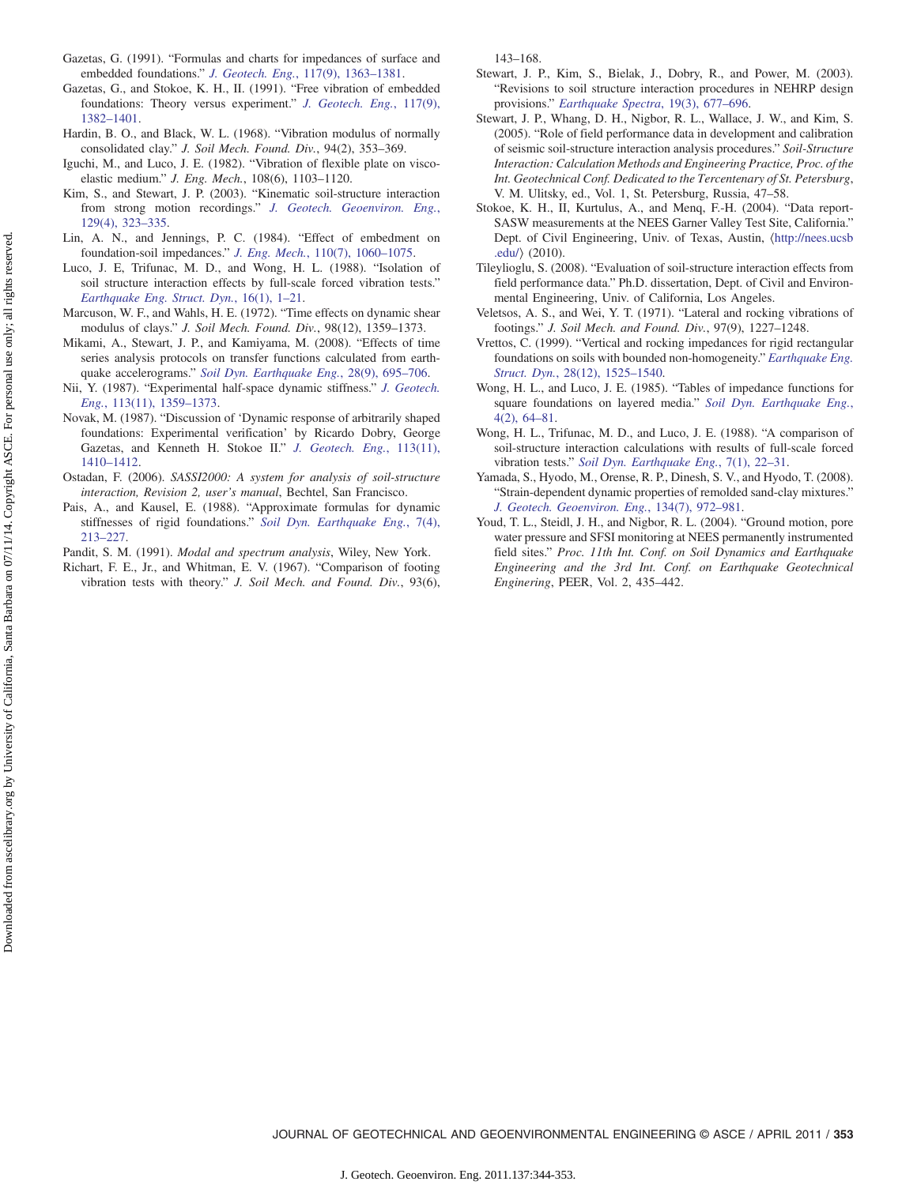Gazetas, G. (1991). "Formulas and charts for impedances of surface and embedded foundations." *J. Geotech. Eng.*, 117(9), 1363–1381.

Gazetas, G., and Stokoe, K. H., II. (1991). "Free vibration of embedded foundations: Theory versus experiment." *J. Geotech. Eng.*, 117(9), 1382–1401.

Hardin, B. O., and Black, W. L. (1968). "Vibration modulus of normally consolidated clay." *J. Soil Mech. Found. Div.*, 94(2), 353–369.

Iguchi, M., and Luco, J. E. (1982). "Vibration of flexible plate on viscoelastic medium." *J. Eng. Mech.*, 108(6), 1103–1120.

Kim, S., and Stewart, J. P. (2003). "Kinematic soil-structure interaction from strong motion recordings." *J. Geotech. Geoenviron. Eng.*, 129(4), 323–335.

Lin, A. N., and Jennings, P. C. (1984). "Effect of embedment on foundation-soil impedances." *J. Eng. Mech.*, 110(7), 1060–1075.

Luco, J. E, Trifunac, M. D., and Wong, H. L. (1988). "Isolation of soil structure interaction effects by full-scale forced vibration tests." *Earthquake Eng. Struct. Dyn.*, 16(1), 1–21.

Marcuson, W. F., and Wahls, H. E. (1972). "Time effects on dynamic shear modulus of clays." *J. Soil Mech. Found. Div.*, 98(12), 1359–1373.

Mikami, A., Stewart, J. P., and Kamiyama, M. (2008). "Effects of time series analysis protocols on transfer functions calculated from earthquake accelerograms." *Soil Dyn. Earthquake Eng.*, 28(9), 695–706.

Nii, Y. (1987). "Experimental half-space dynamic stiffness." *J. Geotech. Eng.*, 113(11), 1359–1373.

Novak, M. (1987). "Discussion of 'Dynamic response of arbitrarily shaped foundations: Experimental verification' by Ricardo Dobry, George Gazetas, and Kenneth H. Stokoe II." *J. Geotech. Eng.*, 113(11), 1410–1412.

Ostadan, F. (2006). *SASSI2000: A system for analysis of soil-structure interaction, Revision 2, user's manual*, Bechtel, San Francisco.

Pais, A., and Kausel, E. (1988). "Approximate formulas for dynamic stiffnesses of rigid foundations." *Soil Dyn. Earthquake Eng.*, 7(4), 213–227.

Pandit, S. M. (1991). *Modal and spectrum analysis*, Wiley, New York.

Richart, F. E., Jr., and Whitman, E. V. (1967). "Comparison of footing vibration tests with theory." *J. Soil Mech. and Found. Div.*, 93(6), 143–168.

Stewart, J. P., Kim, S., Bielak, J., Dobry, R., and Power, M. (2003). "Revisions to soil structure interaction procedures in NEHRP design provisions." *Earthquake Spectra*, 19(3), 677–696.

Stewart, J. P., Whang, D. H., Nigbor, R. L., Wallace, J. W., and Kim, S. (2005). "Role of field performance data in development and calibration of seismic soil-structure interaction analysis procedures." *Soil-Structure Interaction: Calculation Methods and Engineering Practice, Proc. of the Int. Geotechnical Conf. Dedicated to the Tercentenary of St. Petersburg*, V. M. Ulitsky, ed., Vol. 1, St. Petersburg, Russia, 47–58.

Stokoe, K. H., II, Kurtulus, A., and Menq, F.-H. (2004). "Data report-SASW measurements at the NEES Garner Valley Test Site, California." Dept. of Civil Engineering, Univ. of Texas, Austin, ⟨http://nees.ucsb.edu/⟩ (2010).

Tileylioglu, S. (2008). "Evaluation of soil-structure interaction effects from field performance data." Ph.D. dissertation, Dept. of Civil and Environmental Engineering, Univ. of California, Los Angeles.

Veletsos, A. S., and Wei, Y. T. (1971). "Lateral and rocking vibrations of footings." *J. Soil Mech. and Found. Div.*, 97(9), 1227–1248.

Vrettos, C. (1999). "Vertical and rocking impedances for rigid rectangular foundations on soils with bounded non-homogeneity." *Earthquake Eng. Struct. Dyn.*, 28(12), 1525–1540.

Wong, H. L., and Luco, J. E. (1985). "Tables of impedance functions for square foundations on layered media." *Soil Dyn. Earthquake Eng.*, 4(2), 64–81.

Wong, H. L., Trifunac, M. D., and Luco, J. E. (1988). "A comparison of soil-structure interaction calculations with results of full-scale forced vibration tests." *Soil Dyn. Earthquake Eng.*, 7(1), 22–31.

Yamada, S., Hyodo, M., Orense, R. P., Dinesh, S. V., and Hyodo, T. (2008). "Strain-dependent dynamic properties of remolded sand-clay mixtures." *J. Geotech. Geoenviron. Eng.*, 134(7), 972–981.

Youd, T. L., Steidl, J. H., and Nigbor, R. L. (2004). "Ground motion, pore water pressure and SFSI monitoring at NEES permanently instrumented field sites." *Proc. 11th Int. Conf. on Soil Dynamics and Earthquake Engineering and the 3rd Int. Conf. on Earthquake Geotechnical Enginering*, PEER, Vol. 2, 435–442.